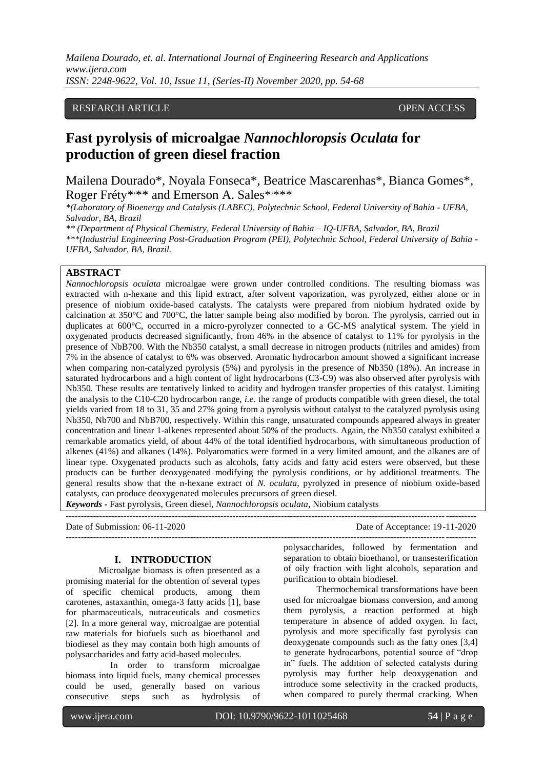RESEARCH ARTICLE OPEN ACCESS

# Fast pyrolysis of microalgae *Nannochloropsis Oculata* for production of green diesel fraction

Mailena Dourado*, Noyala Fonseca*, Beatrice Mascarenhas*, Bianca Gomes*, Roger Fréty*,** and Emerson A. Sales*,***

*(Laboratory of Bioenergy and Catalysis (LABEC), Polytechnic School, Federal University of Bahia - UFBA, Salvador, BA, Brazil

** (Department of Physical Chemistry, Federal University of Bahia – IQ-UFBA, Salvador, BA, Brazil

***(Industrial Engineering Post-Graduation Program (PEI), Polytechnic School, Federal University of Bahia - UFBA, Salvador, BA, Brazil.

## ABSTRACT

*Nannochloropsis oculata* microalgae were grown under controlled conditions. The resulting biomass was extracted with n-hexane and this lipid extract, after solvent vaporization, was pyrolyzed, either alone or in presence of niobium oxide-based catalysts. The catalysts were prepared from niobium hydrated oxide by calcination at 350°C and 700°C, the latter sample being also modified by boron. The pyrolysis, carried out in duplicates at 600°C, occurred in a micro-pyrolyzer connected to a GC-MS analytical system. The yield in oxygenated products decreased significantly, from 46% in the absence of catalyst to 11% for pyrolysis in the presence of NbB700. With the Nb350 catalyst, a small decrease in nitrogen products (nitriles and amides) from 7% in the absence of catalyst to 6% was observed. Aromatic hydrocarbon amount showed a significant increase when comparing non-catalyzed pyrolysis (5%) and pyrolysis in the presence of Nb350 (18%). An increase in saturated hydrocarbons and a high content of light hydrocarbons (C3-C9) was also observed after pyrolysis with Nb350. These results are tentatively linked to acidity and hydrogen transfer properties of this catalyst. Limiting the analysis to the C10-C20 hydrocarbon range, *i.e*. the range of products compatible with green diesel, the total yields varied from 18 to 31, 35 and 27% going from a pyrolysis without catalyst to the catalyzed pyrolysis using Nb350, Nb700 and NbB700, respectively. Within this range, unsaturated compounds appeared always in greater concentration and linear 1-alkenes represented about 50% of the products. Again, the Nb350 catalyst exhibited a remarkable aromatics yield, of about 44% of the total identified hydrocarbons, with simultaneous production of alkenes (41%) and alkanes (14%). Polyaromatics were formed in a very limited amount, and the alkanes are of linear type. Oxygenated products such as alcohols, fatty acids and fatty acid esters were observed, but these products can be further deoxygenated modifying the pyrolysis conditions, or by additional treatments. The general results show that the n-hexane extract of *N. oculata*, pyrolyzed in presence of niobium oxide-based catalysts, can produce deoxygenated molecules precursors of green diesel.

***Keywords*** **-** Fast pyrolysis, Green diesel, *Nannochloropsis oculata*, Niobium catalysts

---

Date of Submission: 06-11-2020 Date of Acceptance: 19-11-2020

---

## I. INTRODUCTION

Microalgae biomass is often presented as a promising material for the obtention of several types of specific chemical products, among them carotenes, astaxanthin, omega-3 fatty acids [1], base for pharmaceuticals, nutraceuticals and cosmetics [2]. In a more general way, microalgae are potential raw materials for biofuels such as bioethanol and biodiesel as they may contain both high amounts of polysaccharides and fatty acid-based molecules.

In order to transform microalgae biomass into liquid fuels, many chemical processes could be used, generally based on various consecutive steps such as hydrolysis of polysaccharides, followed by fermentation and separation to obtain bioethanol, or transesterification of oily fraction with light alcohols, separation and purification to obtain biodiesel.

Thermochemical transformations have been used for microalgae biomass conversion, and among them pyrolysis, a reaction performed at high temperature in absence of added oxygen. In fact, pyrolysis and more specifically fast pyrolysis can deoxygenate compounds such as the fatty ones [3,4] to generate hydrocarbons, potential source of "drop in" fuels. The addition of selected catalysts during pyrolysis may further help deoxygenation and introduce some selectivity in the cracked products, when compared to purely thermal cracking. When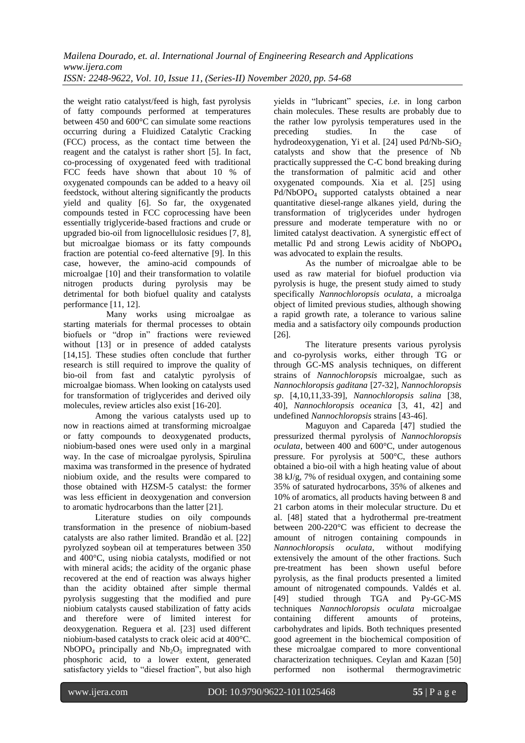the weight ratio catalyst/feed is high, fast pyrolysis of fatty compounds performed at temperatures between 450 and 600°C can simulate some reactions occurring during a Fluidized Catalytic Cracking (FCC) process, as the contact time between the reagent and the catalyst is rather short [5]. In fact, co-processing of oxygenated feed with traditional FCC feeds have shown that about 10 % of oxygenated compounds can be added to a heavy oil feedstock, without altering significantly the products yield and quality [6]. So far, the oxygenated compounds tested in FCC coprocessing have been essentially triglyceride-based fractions and crude or upgraded bio-oil from lignocellulosic residues [7, 8], but microalgae biomass or its fatty compounds fraction are potential co-feed alternative [9]. In this case, however, the amino-acid compounds of microalgae [10] and their transformation to volatile nitrogen products during pyrolysis may be detrimental for both biofuel quality and catalysts performance [11, 12].

Many works using microalgae as starting materials for thermal processes to obtain biofuels or "drop in" fractions were reviewed without [13] or in presence of added catalysts [14,15]. These studies often conclude that further research is still required to improve the quality of bio-oil from fast and catalytic pyrolysis of microalgae biomass. When looking on catalysts used for transformation of triglycerides and derived oily molecules, review articles also exist [16-20].

Among the various catalysts used up to now in reactions aimed at transforming microalgae or fatty compounds to deoxygenated products, niobium-based ones were used only in a marginal way. In the case of microalgae pyrolysis, Spirulina maxima was transformed in the presence of hydrated niobium oxide, and the results were compared to those obtained with HZSM-5 catalyst: the former was less efficient in deoxygenation and conversion to aromatic hydrocarbons than the latter [21].

Literature studies on oily compounds transformation in the presence of niobium-based catalysts are also rather limited. Brandão et al. [22] pyrolyzed soybean oil at temperatures between 350 and 400°C, using niobia catalysts, modified or not with mineral acids; the acidity of the organic phase recovered at the end of reaction was always higher than the acidity obtained after simple thermal pyrolysis suggesting that the modified and pure niobium catalysts caused stabilization of fatty acids and therefore were of limited interest for deoxygenation. Reguera et al. [23] used different niobium-based catalysts to crack oleic acid at 400°C. $NbOPO_4$ principally and $Nb_2O_5$ impregnated with phosphoric acid, to a lower extent, generated satisfactory yields to "diesel fraction", but also high yields in "lubricant" species, *i.e*. in long carbon chain molecules. These results are probably due to the rather low pyrolysis temperatures used in the preceding studies. In the case of hydrodeoxygenation, Yi et al. [24] used Pd/Nb-$SiO_2$ catalysts and show that the presence of Nb practically suppressed the C-C bond breaking during the transformation of palmitic acid and other oxygenated compounds. Xia et al. [25] using Pd/$NbOPO_4$ supported catalysts obtained a near quantitative diesel-range alkanes yield, during the transformation of triglycerides under hydrogen pressure and moderate temperature with no or limited catalyst deactivation. A synergistic effect of metallic Pd and strong Lewis acidity of $NbOPO_4$ was advocated to explain the results.

As the number of microalgae able to be used as raw material for biofuel production via pyrolysis is huge, the present study aimed to study specifically *Nannochloropsis oculata*, a microalga object of limited previous studies, although showing a rapid growth rate, a tolerance to various saline media and a satisfactory oily compounds production [26].

The literature presents various pyrolysis and co-pyrolysis works, either through TG or through GC-MS analysis techniques, on different strains of *Nannochloropsis* microalgae, such as *Nannochloropsis gaditana* [27-32], *Nannochloropsis sp*. [4,10,11,33-39], *Nannochloropsis salina* [38, 40], *Nannochloropsis oceanica* [3, 41, 42] and undefined *Nannochloropsis* strains [43-46].

Maguyon and Capareda [47] studied the pressurized thermal pyrolysis of *Nannochloropsis oculata*, between 400 and 600°C, under autogenous pressure. For pyrolysis at 500°C, these authors obtained a bio-oil with a high heating value of about 38 kJ/g, 7% of residual oxygen, and containing some 35% of saturated hydrocarbons, 35% of alkenes and 10% of aromatics, all products having between 8 and 21 carbon atoms in their molecular structure. Du et al. [48] stated that a hydrothermal pre-treatment between 200-220°C was efficient to decrease the amount of nitrogen containing compounds in *Nannochloropsis oculata*, without modifying extensively the amount of the other fractions. Such pre-treatment has been shown useful before pyrolysis, as the final products presented a limited amount of nitrogenated compounds. Valdés et al. [49] studied through TGA and Py-GC-MS techniques *Nannochloropsis oculata* microalgae containing different amounts of proteins, carbohydrates and lipids. Both techniques presented good agreement in the biochemical composition of these microalgae compared to more conventional characterization techniques. Ceylan and Kazan [50] performed non isothermal thermogravimetric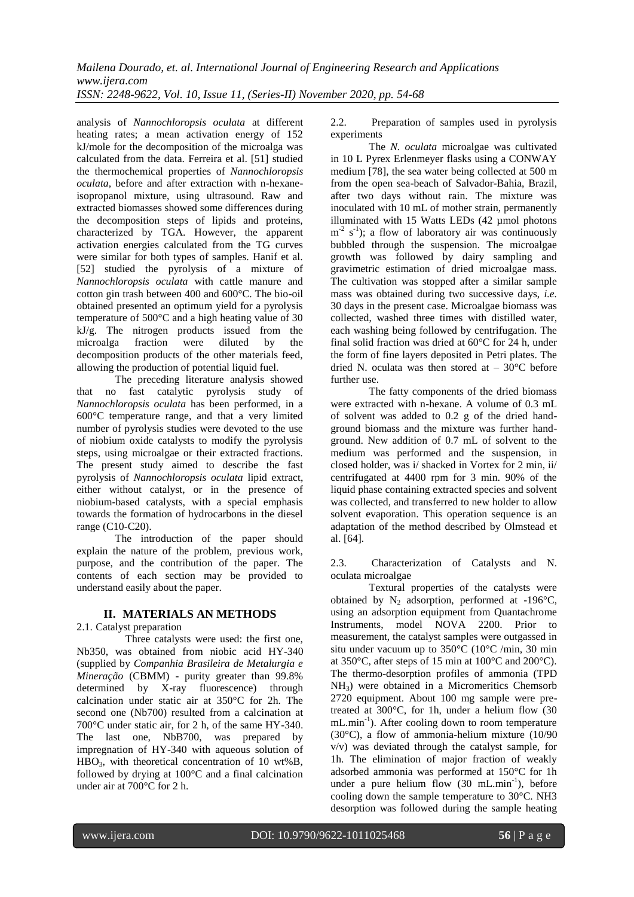analysis of *Nannochloropsis oculata* at different heating rates; a mean activation energy of 152 kJ/mole for the decomposition of the microalga was calculated from the data. Ferreira et al. [51] studied the thermochemical properties of *Nannochloropsis oculata*, before and after extraction with n-hexane-isopropanol mixture, using ultrasound. Raw and extracted biomasses showed some differences during the decomposition steps of lipids and proteins, characterized by TGA. However, the apparent activation energies calculated from the TG curves were similar for both types of samples. Hanif et al. [52] studied the pyrolysis of a mixture of *Nannochloropsis oculata* with cattle manure and cotton gin trash between 400 and 600°C. The bio-oil obtained presented an optimum yield for a pyrolysis temperature of 500°C and a high heating value of 30 kJ/g. The nitrogen products issued from the microalga fraction were diluted by the decomposition products of the other materials feed, allowing the production of potential liquid fuel.

The preceding literature analysis showed that no fast catalytic pyrolysis study of *Nannochloropsis oculata* has been performed, in a 600°C temperature range, and that a very limited number of pyrolysis studies were devoted to the use of niobium oxide catalysts to modify the pyrolysis steps, using microalgae or their extracted fractions. The present study aimed to describe the fast pyrolysis of *Nannochloropsis oculata* lipid extract, either without catalyst, or in the presence of niobium-based catalysts, with a special emphasis towards the formation of hydrocarbons in the diesel range (C10-C20).

The introduction of the paper should explain the nature of the problem, previous work, purpose, and the contribution of the paper. The contents of each section may be provided to understand easily about the paper.

## II. MATERIALS AN METHODS

### 2.1. Catalyst preparation

Three catalysts were used: the first one, Nb350, was obtained from niobic acid HY-340 (supplied by *Companhia Brasileira de Metalurgia e Mineração* (CBMM) - purity greater than 99.8% determined by X-ray fluorescence) through calcination under static air at 350°C for 2h. The second one (Nb700) resulted from a calcination at 700°C under static air, for 2 h, of the same HY-340. The last one, NbB700, was prepared by impregnation of HY-340 with aqueous solution of $HBO_3$, with theoretical concentration of 10 wt%B, followed by drying at 100°C and a final calcination under air at 700°C for 2 h.

### 2.2. Preparation of samples used in pyrolysis experiments

The *N. oculata* microalgae was cultivated in 10 L Pyrex Erlenmeyer flasks using a CONWAY medium [78], the sea water being collected at 500 m from the open sea-beach of Salvador-Bahia, Brazil, after two days without rain. The mixture was inoculated with 10 mL of mother strain, permanently illuminated with 15 Watts LEDs (42 µmol photons $m^{-2}$ $s^{-1}$); a flow of laboratory air was continuously bubbled through the suspension. The microalgae growth was followed by dairy sampling and gravimetric estimation of dried microalgae mass. The cultivation was stopped after a similar sample mass was obtained during two successive days, *i.e.* 30 days in the present case. Microalgae biomass was collected, washed three times with distilled water, each washing being followed by centrifugation. The final solid fraction was dried at 60°C for 24 h, under the form of fine layers deposited in Petri plates. The dried N. oculata was then stored at – 30°C before further use.

The fatty components of the dried biomass were extracted with n-hexane. A volume of 0.3 mL of solvent was added to 0.2 g of the dried hand-ground biomass and the mixture was further hand-ground. New addition of 0.7 mL of solvent to the medium was performed and the suspension, in closed holder, was i/ shacked in Vortex for 2 min, ii/ centrifugated at 4400 rpm for 3 min. 90% of the liquid phase containing extracted species and solvent was collected, and transferred to new holder to allow solvent evaporation. This operation sequence is an adaptation of the method described by Olmstead et al. [64].

### 2.3. Characterization of Catalysts and N. oculata microalgae

Textural properties of the catalysts were obtained by $N_2$ adsorption, performed at -196°C, using an adsorption equipment from Quantachrome Instruments, model NOVA 2200. Prior to measurement, the catalyst samples were outgassed in situ under vacuum up to 350°C (10°C /min, 30 min at 350°C, after steps of 15 min at 100°C and 200°C). The thermo-desorption profiles of ammonia (TPD $NH_3$) were obtained in a Micromeritics Chemsorb 2720 equipment. About 100 mg sample were pre-treated at 300°C, for 1h, under a helium flow (30 $mL.min^{-1}$). After cooling down to room temperature (30°C), a flow of ammonia-helium mixture (10/90 v/v) was deviated through the catalyst sample, for 1h. The elimination of major fraction of weakly adsorbed ammonia was performed at 150°C for 1h under a pure helium flow (30 $mL.min^{-1}$), before cooling down the sample temperature to 30°C. NH3 desorption was followed during the sample heating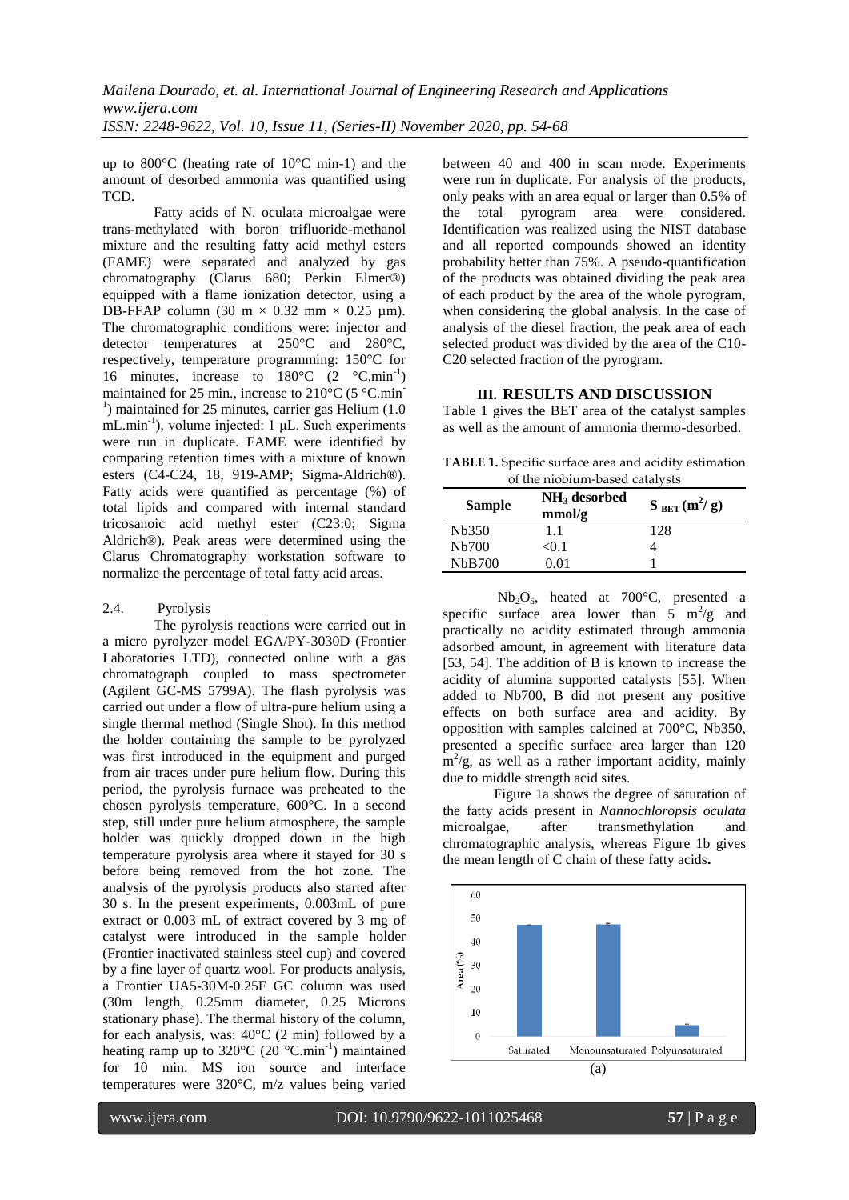up to 800°C (heating rate of 10°C min-1) and the amount of desorbed ammonia was quantified using TCD.

Fatty acids of N. oculata microalgae were trans-methylated with boron trifluoride-methanol mixture and the resulting fatty acid methyl esters (FAME) were separated and analyzed by gas chromatography (Clarus 680; Perkin Elmer®) equipped with a flame ionization detector, using a DB-FFAP column (30 m × 0.32 mm × 0.25 µm). The chromatographic conditions were: injector and detector temperatures at 250°C and 280°C, respectively, temperature programming: 150°C for 16 minutes, increase to 180°C (2 $°C.min^{-1}$) maintained for 25 min., increase to 210°C (5 $°C.min^{-1}$) maintained for 25 minutes, carrier gas Helium (1.0 $mL.min^{-1}$), volume injected: 1 µL. Such experiments were run in duplicate. FAME were identified by comparing retention times with a mixture of known esters (C4-C24, 18, 919-AMP; Sigma-Aldrich®). Fatty acids were quantified as percentage (%) of total lipids and compared with internal standard tricosanoic acid methyl ester (C23:0; Sigma Aldrich®). Peak areas were determined using the Clarus Chromatography workstation software to normalize the percentage of total fatty acid areas.

2.4. Pyrolysis

The pyrolysis reactions were carried out in a micro pyrolyzer model EGA/PY-3030D (Frontier Laboratories LTD), connected online with a gas chromatograph coupled to mass spectrometer (Agilent GC-MS 5799A). The flash pyrolysis was carried out under a flow of ultra-pure helium using a single thermal method (Single Shot). In this method the holder containing the sample to be pyrolyzed was first introduced in the equipment and purged from air traces under pure helium flow. During this period, the pyrolysis furnace was preheated to the chosen pyrolysis temperature, 600°C. In a second step, still under pure helium atmosphere, the sample holder was quickly dropped down in the high temperature pyrolysis area where it stayed for 30 s before being removed from the hot zone. The analysis of the pyrolysis products also started after 30 s. In the present experiments, 0.003mL of pure extract or 0.003 mL of extract covered by 3 mg of catalyst were introduced in the sample holder (Frontier inactivated stainless steel cup) and covered by a fine layer of quartz wool. For products analysis, a Frontier UA5-30M-0.25F GC column was used (30m length, 0.25mm diameter, 0.25 Microns stationary phase). The thermal history of the column, for each analysis, was: 40°C (2 min) followed by a heating ramp up to 320°C (20 $°C.min^{-1}$) maintained for 10 min. MS ion source and interface temperatures were 320°C, m/z values being varied between 40 and 400 in scan mode. Experiments were run in duplicate. For analysis of the products, only peaks with an area equal or larger than 0.5% of the total pyrogram area were considered. Identification was realized using the NIST database and all reported compounds showed an identity probability better than 75%. A pseudo-quantification of the products was obtained dividing the peak area of each product by the area of the whole pyrogram, when considering the global analysis. In the case of analysis of the diesel fraction, the peak area of each selected product was divided by the area of the C10-C20 selected fraction of the pyrogram.

## III. RESULTS AND DISCUSSION

Table 1 gives the BET area of the catalyst samples as well as the amount of ammonia thermo-desorbed.

**TABLE 1.** Specific surface area and acidity estimation of the niobium-based catalysts

| Sample | $NH_3$ desorbed mmol/g | $S_{BET}$ ($m^2$/ g) |
|---|---|---|
| Nb350 | 1.1 | 128 |
| Nb700 | <0.1 | 4 |
| NbB700 | 0.01 | 1 |

$Nb_2O_5$, heated at 700°C, presented a specific surface area lower than 5 $m^2$/g and practically no acidity estimated through ammonia adsorbed amount, in agreement with literature data [53, 54]. The addition of B is known to increase the acidity of alumina supported catalysts [55]. When added to Nb700, B did not present any positive effects on both surface area and acidity. By opposition with samples calcined at 700°C, Nb350, presented a specific surface area larger than 120 $m^2$/g, as well as a rather important acidity, mainly due to middle strength acid sites.

Figure 1a shows the degree of saturation of the fatty acids present in *Nannochloropsis oculata* microalgae, after transmethylation and chromatographic analysis, whereas Figure 1b gives the mean length of C chain of these fatty acids**.**

(a)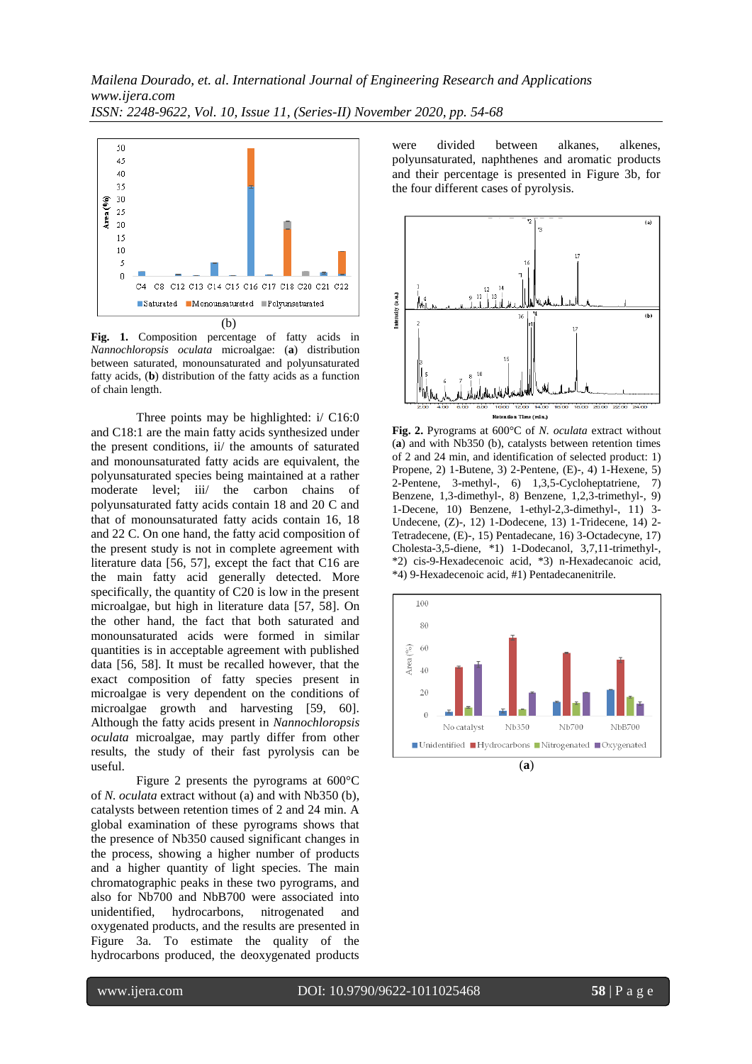(b)

**Fig. 1.** Composition percentage of fatty acids in *Nannochloropsis oculata* microalgae: (**a**) distribution between saturated, monounsaturated and polyunsaturated fatty acids, (**b**) distribution of the fatty acids as a function of chain length.

Three points may be highlighted: i/ C16:0 and C18:1 are the main fatty acids synthesized under the present conditions, ii/ the amounts of saturated and monounsaturated fatty acids are equivalent, the polyunsaturated species being maintained at a rather moderate level; iii/ the carbon chains of polyunsaturated fatty acids contain 18 and 20 C and that of monounsaturated fatty acids contain 16, 18 and 22 C. On one hand, the fatty acid composition of the present study is not in complete agreement with literature data [56, 57], except the fact that C16 are the main fatty acid generally detected. More specifically, the quantity of C20 is low in the present microalgae, but high in literature data [57, 58]. On the other hand, the fact that both saturated and monounsaturated acids were formed in similar quantities is in acceptable agreement with published data [56, 58]. It must be recalled however, that the exact composition of fatty species present in microalgae is very dependent on the conditions of microalgae growth and harvesting [59, 60]. Although the fatty acids present in *Nannochloropsis oculata* microalgae, may partly differ from other results, the study of their fast pyrolysis can be useful.

Figure 2 presents the pyrograms at 600°C of *N. oculata* extract without (a) and with Nb350 (b), catalysts between retention times of 2 and 24 min. A global examination of these pyrograms shows that the presence of Nb350 caused significant changes in the process, showing a higher number of products and a higher quantity of light species. The main chromatographic peaks in these two pyrograms, and also for Nb700 and NbB700 were associated into unidentified, hydrocarbons, nitrogenated and oxygenated products, and the results are presented in Figure 3a. To estimate the quality of the hydrocarbons produced, the deoxygenated products were divided between alkanes, alkenes, polyunsaturated, naphthenes and aromatic products and their percentage is presented in Figure 3b, for the four different cases of pyrolysis.

**Fig. 2.** Pyrograms at 600°C of *N. oculata* extract without (**a**) and with Nb350 (b), catalysts between retention times of 2 and 24 min, and identification of selected product: 1) Propene, 2) 1-Butene, 3) 2-Pentene, (E)-, 4) 1-Hexene, 5) 2-Pentene, 3-methyl-, 6) 1,3,5-Cycloheptatriene, 7) Benzene, 1,3-dimethyl-, 8) Benzene, 1,2,3-trimethyl-, 9) 1-Decene, 10) Benzene, 1-ethyl-2,3-dimethyl-, 11) 3-Undecene, (Z)-, 12) 1-Dodecene, 13) 1-Tridecene, 14) 2-Tetradecene, (E)-, 15) Pentadecane, 16) 3-Octadecyne, 17) Cholesta-3,5-diene, *1) 1-Dodecanol, 3,7,11-trimethyl-, *2) cis-9-Hexadecenoic acid, *3) n-Hexadecanoic acid, *4) 9-Hexadecenoic acid, #1) Pentadecanenitrile.

(**a**)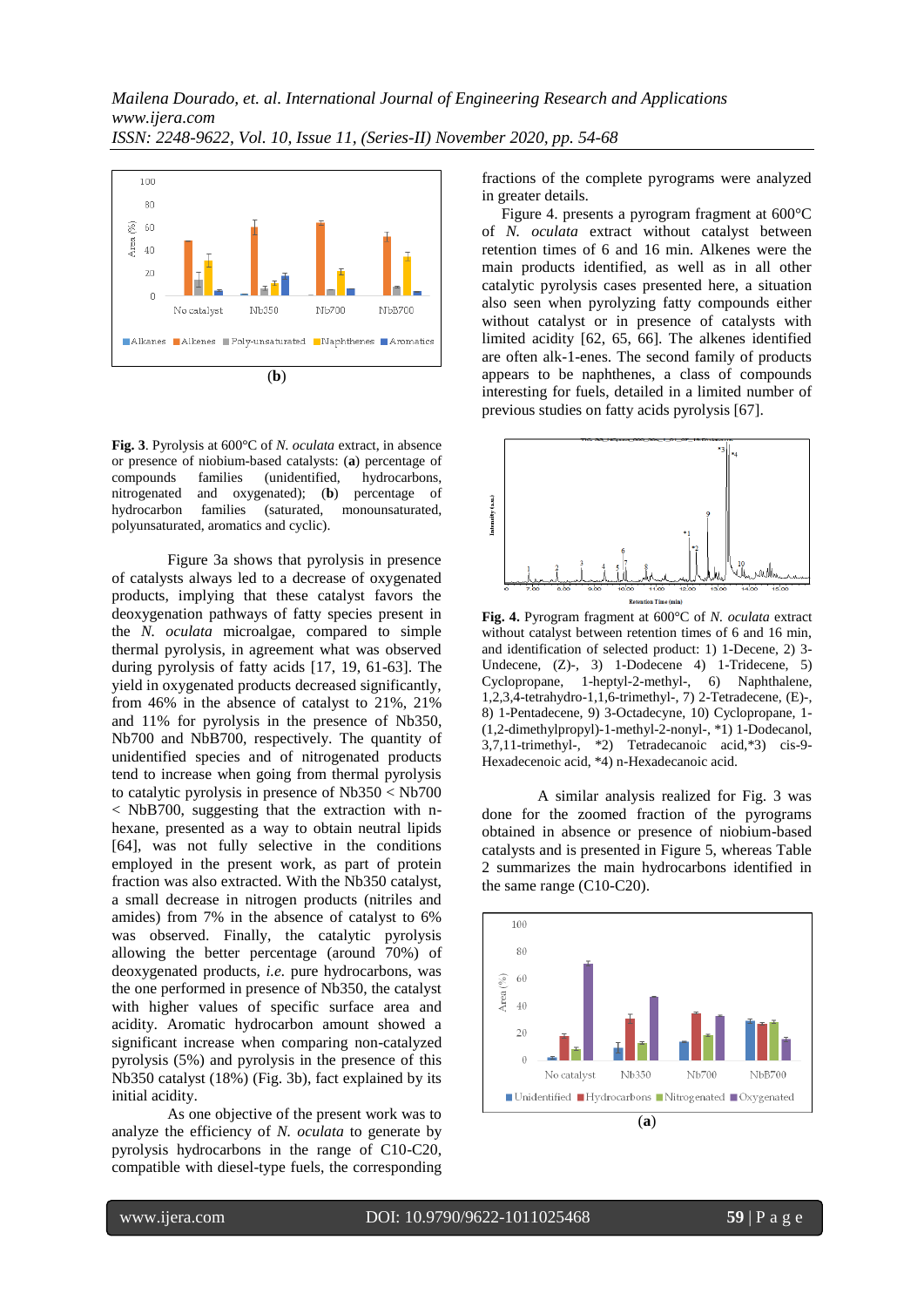(b)

**Fig. 3**. Pyrolysis at 600°C of *N. oculata* extract, in absence or presence of niobium-based catalysts: (**a**) percentage of compounds families (unidentified, hydrocarbons, nitrogenated and oxygenated); (**b**) percentage of hydrocarbon families (saturated, monounsaturated, polyunsaturated, aromatics and cyclic).

Figure 3a shows that pyrolysis in presence of catalysts always led to a decrease of oxygenated products, implying that these catalyst favors the deoxygenation pathways of fatty species present in the *N. oculata* microalgae, compared to simple thermal pyrolysis, in agreement what was observed during pyrolysis of fatty acids [17, 19, 61-63]. The yield in oxygenated products decreased significantly, from 46% in the absence of catalyst to 21%, 21% and 11% for pyrolysis in the presence of Nb350, Nb700 and NbB700, respectively. The quantity of unidentified species and of nitrogenated products tend to increase when going from thermal pyrolysis to catalytic pyrolysis in presence of Nb350 < Nb700 < NbB700, suggesting that the extraction with n-hexane, presented as a way to obtain neutral lipids [64], was not fully selective in the conditions employed in the present work, as part of protein fraction was also extracted. With the Nb350 catalyst, a small decrease in nitrogen products (nitriles and amides) from 7% in the absence of catalyst to 6% was observed. Finally, the catalytic pyrolysis allowing the better percentage (around 70%) of deoxygenated products, *i.e.* pure hydrocarbons, was the one performed in presence of Nb350, the catalyst with higher values of specific surface area and acidity. Aromatic hydrocarbon amount showed a significant increase when comparing non-catalyzed pyrolysis (5%) and pyrolysis in the presence of this Nb350 catalyst (18%) (Fig. 3b), fact explained by its initial acidity.

As one objective of the present work was to analyze the efficiency of *N. oculata* to generate by pyrolysis hydrocarbons in the range of C10-C20, compatible with diesel-type fuels, the corresponding fractions of the complete pyrograms were analyzed in greater details.

Figure 4. presents a pyrogram fragment at 600°C of *N. oculata* extract without catalyst between retention times of 6 and 16 min. Alkenes were the main products identified, as well as in all other catalytic pyrolysis cases presented here, a situation also seen when pyrolyzing fatty compounds either without catalyst or in presence of catalysts with limited acidity [62, 65, 66]. The alkenes identified are often alk-1-enes. The second family of products appears to be naphthenes, a class of compounds interesting for fuels, detailed in a limited number of previous studies on fatty acids pyrolysis [67].

**Fig. 4.** Pyrogram fragment at 600°C of *N. oculata* extract without catalyst between retention times of 6 and 16 min, and identification of selected product: 1) 1-Decene, 2) 3-Undecene, (Z)-, 3) 1-Dodecene 4) 1-Tridecene, 5) Cyclopropane, 1-heptyl-2-methyl-, 6) Naphthalene, 1,2,3,4-tetrahydro-1,1,6-trimethyl-, 7) 2-Tetradecene, (E)-, 8) 1-Pentadecene, 9) 3-Octadecyne, 10) Cyclopropane, 1-(1,2-dimethylpropyl)-1-methyl-2-nonyl-, *1) 1-Dodecanol, 3,7,11-trimethyl-, *2) Tetradecanoic acid,*3) cis-9-Hexadecenoic acid, *4) n-Hexadecanoic acid.

A similar analysis realized for Fig. 3 was done for the zoomed fraction of the pyrograms obtained in absence or presence of niobium-based catalysts and is presented in Figure 5, whereas Table 2 summarizes the main hydrocarbons identified in the same range (C10-C20).

(a)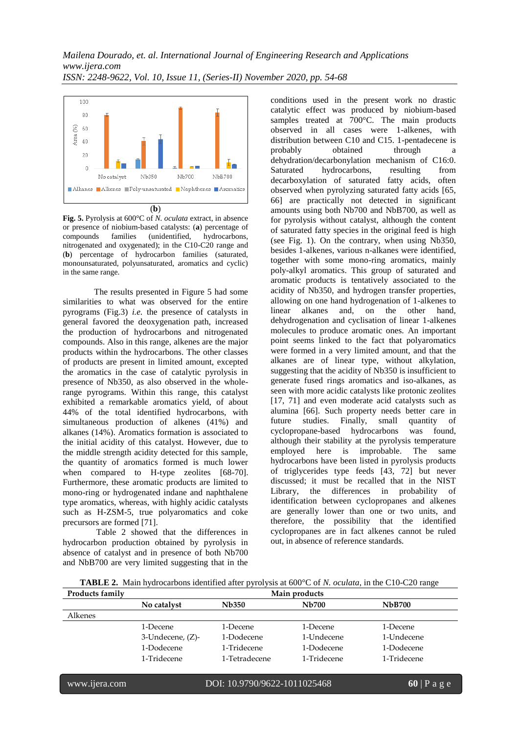(**b**)

**Fig. 5.** Pyrolysis at 600°C of *N. oculata* extract, in absence or presence of niobium-based catalysts: (**a**) percentage of compounds families (unidentified, hydrocarbons, nitrogenated and oxygenated); in the C10-C20 range and (**b**) percentage of hydrocarbon families (saturated, monounsaturated, polyunsaturated, aromatics and cyclic) in the same range.

The results presented in Figure 5 had some similarities to what was observed for the entire pyrograms (Fig.3) *i.e.* the presence of catalysts in general favored the deoxygenation path, increased the production of hydrocarbons and nitrogenated compounds. Also in this range, alkenes are the major products within the hydrocarbons. The other classes of products are present in limited amount, excepted the aromatics in the case of catalytic pyrolysis in presence of Nb350, as also observed in the whole-range pyrograms. Within this range, this catalyst exhibited a remarkable aromatics yield, of about 44% of the total identified hydrocarbons, with simultaneous production of alkenes (41%) and alkanes (14%). Aromatics formation is associated to the initial acidity of this catalyst. However, due to the middle strength acidity detected for this sample, the quantity of aromatics formed is much lower when compared to H-type zeolites [68-70]. Furthermore, these aromatic products are limited to mono-ring or hydrogenated indane and naphthalene type aromatics, whereas, with highly acidic catalysts such as H-ZSM-5, true polyaromatics and coke precursors are formed [71].

Table 2 showed that the differences in hydrocarbon production obtained by pyrolysis in absence of catalyst and in presence of both Nb700 and NbB700 are very limited suggesting that in the conditions used in the present work no drastic catalytic effect was produced by niobium-based samples treated at 700°C. The main products observed in all cases were 1-alkenes, with distribution between C10 and C15. 1-pentadecene is probably obtained through a dehydration/decarbonylation mechanism of C16:0. Saturated hydrocarbons, resulting from decarboxylation of saturated fatty acids, often observed when pyrolyzing saturated fatty acids [65, 66] are practically not detected in significant amounts using both Nb700 and NbB700, as well as for pyrolysis without catalyst, although the content of saturated fatty species in the original feed is high (see Fig. 1). On the contrary, when using Nb350, besides 1-alkenes, various n-alkanes were identified, together with some mono-ring aromatics, mainly poly-alkyl aromatics. This group of saturated and aromatic products is tentatively associated to the acidity of Nb350, and hydrogen transfer properties, allowing on one hand hydrogenation of 1-alkenes to linear alkanes and, on the other hand, dehydrogenation and cyclisation of linear 1-alkenes molecules to produce aromatic ones. An important point seems linked to the fact that polyaromatics were formed in a very limited amount, and that the alkanes are of linear type, without alkylation, suggesting that the acidity of Nb350 is insufficient to generate fused rings aromatics and iso-alkanes, as seen with more acidic catalysts like protonic zeolites [17, 71] and even moderate acid catalysts such as alumina [66]. Such property needs better care in future studies. Finally, small quantity of cyclopropane-based hydrocarbons was found, although their stability at the pyrolysis temperature employed here is improbable. The same hydrocarbons have been listed in pyrolysis products of triglycerides type feeds [43, 72] but never discussed; it must be recalled that in the NIST Library, the differences in probability of identification between cyclopropanes and alkenes are generally lower than one or two units, and therefore, the possibility that the identified cyclopropanes are in fact alkenes cannot be ruled out, in absence of reference standards.

**TABLE 2.** Main hydrocarbons identified after pyrolysis at 600°C of *N. oculata*, in the C10-C20 range

| Products family | Main products | | | |
|---|---|---|---|---|
| | **No catalyst** | **Nb350** | **Nb700** | **NbB700** |
| Alkenes | | | | |
| | 1-Decene | 1-Decene | 1-Decene | 1-Decene |
| | 3-Undecene, (Z)- | 1-Dodecene | 1-Undecene | 1-Undecene |
| | 1-Dodecene | 1-Tridecene | 1-Dodecene | 1-Dodecene |
| | 1-Tridecene | 1-Tetradecene | 1-Tridecene | 1-Tridecene |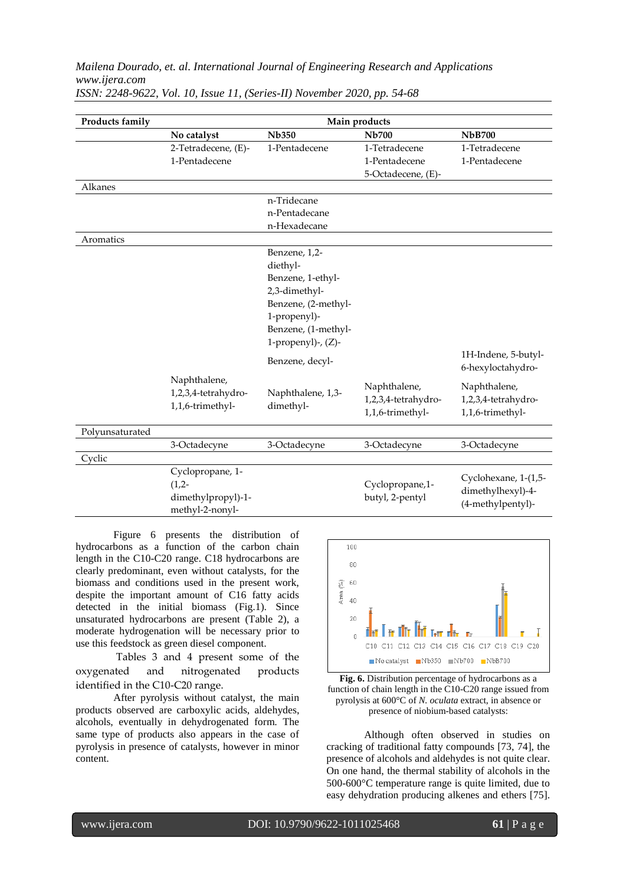| Products family | Main products | | | |
|---|---|---|---|---|
| | No catalyst | Nb350 | Nb700 | NbB700 |
| | 2-Tetradecene, (E)-<br>1-Pentadecene | 1-Pentadecene | 1-Tetradecene<br>1-Pentadecene<br>5-Octadecene, (E)- | 1-Tetradecene<br>1-Pentadecene |
| Alkanes | | | | |
| | | n-Tridecane<br>n-Pentadecane<br>n-Hexadecane | | |
| Aromatics | | | | |
| | | Benzene, 1,2-diethyl-<br>Benzene, 1-ethyl-2,3-dimethyl-<br>Benzene, (2-methyl-1-propenyl)-<br>Benzene, (1-methyl-1-propenyl)-, (Z)- | | |
| | | Benzene, decyl- | | 1H-Indene, 5-butyl-6-hexyloctahydro- |
| | Naphthalene, 1,2,3,4-tetrahydro-1,1,6-trimethyl- | Naphthalene, 1,3-dimethyl- | Naphthalene, 1,2,3,4-tetrahydro-1,1,6-trimethyl- | Naphthalene, 1,2,3,4-tetrahydro-1,1,6-trimethyl- |
| Polyunsaturated | | | | |
| | 3-Octadecyne | 3-Octadecyne | 3-Octadecyne | 3-Octadecyne |
| Cyclic | | | | |
| | Cyclopropane, 1-(1,2-dimethylpropyl)-1-methyl-2-nonyl- | | Cyclopropane,1-butyl, 2-pentyl | Cyclohexane, 1-(1,5-dimethylhexyl)-4-(4-methylpentyl)- |

Figure 6 presents the distribution of hydrocarbons as a function of the carbon chain length in the C10-C20 range. C18 hydrocarbons are clearly predominant, even without catalysts, for the biomass and conditions used in the present work, despite the important amount of C16 fatty acids detected in the initial biomass (Fig.1). Since unsaturated hydrocarbons are present (Table 2), a moderate hydrogenation will be necessary prior to use this feedstock as green diesel component.

Tables 3 and 4 present some of the oxygenated and nitrogenated products identified in the C10-C20 range.

After pyrolysis without catalyst, the main products observed are carboxylic acids, aldehydes, alcohols, eventually in dehydrogenated form. The same type of products also appears in the case of pyrolysis in presence of catalysts, however in minor content.

**Fig. 6.** Distribution percentage of hydrocarbons as a function of chain length in the C10-C20 range issued from pyrolysis at 600°C of *N. oculata* extract, in absence or presence of niobium-based catalysts:

Although often observed in studies on cracking of traditional fatty compounds [73, 74], the presence of alcohols and aldehydes is not quite clear. On one hand, the thermal stability of alcohols in the 500-600°C temperature range is quite limited, due to easy dehydration producing alkenes and ethers [75].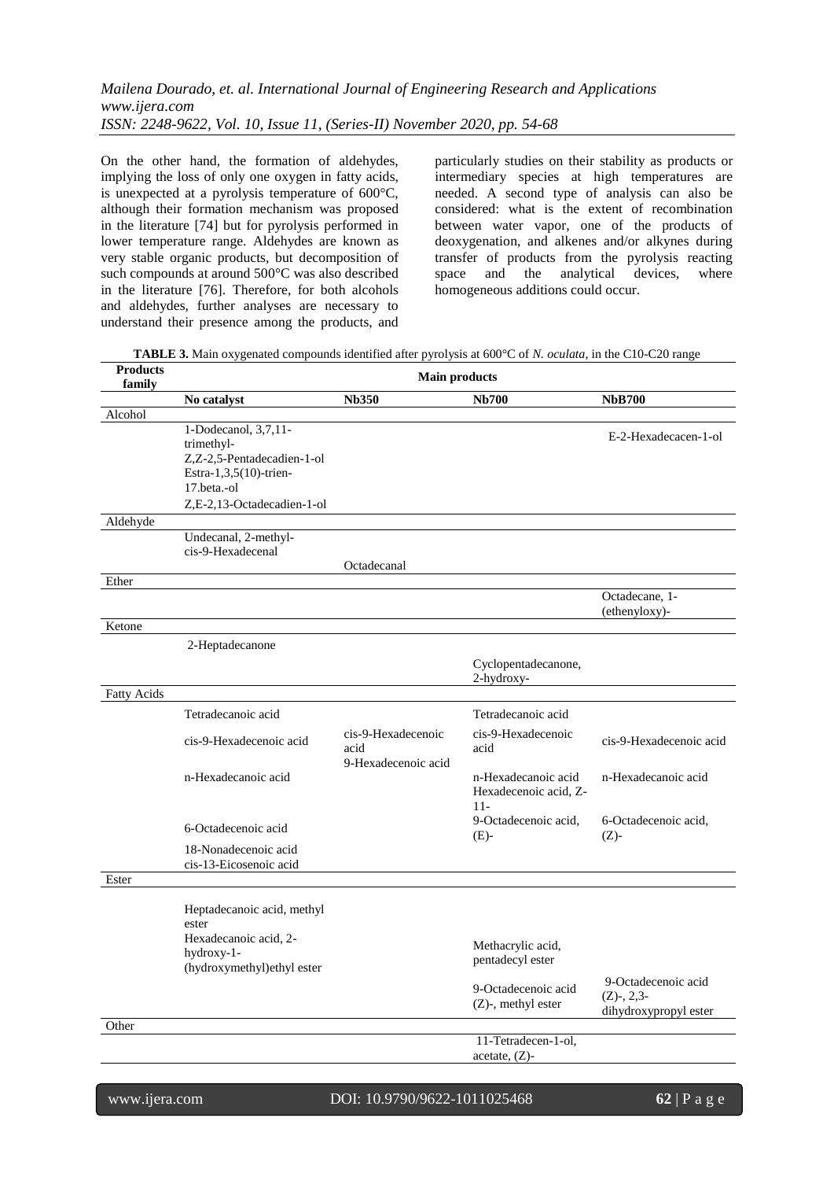On the other hand, the formation of aldehydes, implying the loss of only one oxygen in fatty acids, is unexpected at a pyrolysis temperature of 600°C, although their formation mechanism was proposed in the literature [74] but for pyrolysis performed in lower temperature range. Aldehydes are known as very stable organic products, but decomposition of such compounds at around 500°C was also described in the literature [76]. Therefore, for both alcohols and aldehydes, further analyses are necessary to understand their presence among the products, and particularly studies on their stability as products or intermediary species at high temperatures are needed. A second type of analysis can also be considered: what is the extent of recombination between water vapor, one of the products of deoxygenation, and alkenes and/or alkynes during transfer of products from the pyrolysis reacting space and the analytical devices, where homogeneous additions could occur.

**TABLE 3.** Main oxygenated compounds identified after pyrolysis at 600°C of *N. oculata*, in the C10-C20 range

| Products family | Main products | | | |
|---|---|---|---|---|
| | **No catalyst** | **Nb350** | **Nb700** | **NbB700** |
| Alcohol | | | | |
| | 1-Dodecanol, 3,7,11-trimethyl-<br>Z,Z-2,5-Pentadecadien-1-ol<br>Estra-1,3,5(10)-trien-17.beta.-ol<br>Z,E-2,13-Octadecadien-1-ol | | | E-2-Hexadecacen-1-ol |
| Aldehyde | | | | |
| | Undecanal, 2-methyl-<br>cis-9-Hexadecenal | Octadecanal | | |
| Ether | | | | |
| | | | | Octadecane, 1-(ethenyloxy)- |
| Ketone | | | | |
| | 2-Heptadecanone | | Cyclopentadecanone, 2-hydroxy- | |
| Fatty Acids | | | | |
| | Tetradecanoic acid | | Tetradecanoic acid | |
| | cis-9-Hexadecenoic acid | cis-9-Hexadecenoic acid<br>9-Hexadecenoic acid | cis-9-Hexadecenoic acid | cis-9-Hexadecenoic acid |
| | n-Hexadecanoic acid | | n-Hexadecanoic acid<br>Hexadecenoic acid, Z-11- | n-Hexadecanoic acid |
| | 6-Octadecenoic acid | | 9-Octadecenoic acid, (E)- | 6-Octadecenoic acid, (Z)- |
| | 18-Nonadecenoic acid<br>cis-13-Eicosenoic acid | | | |
| Ester | | | | |
| | Heptadecanoic acid, methyl ester<br>Hexadecanoic acid, 2-hydroxy-1-(hydroxymethyl)ethyl ester | | Methacrylic acid, pentadecyl ester | |
| | | | 9-Octadecenoic acid (Z)-, methyl ester | 9-Octadecenoic acid (Z)-, 2,3-dihydroxypropyl ester |
| Other | | | | |
| | | | 11-Tetradecen-1-ol, acetate, (Z)- | |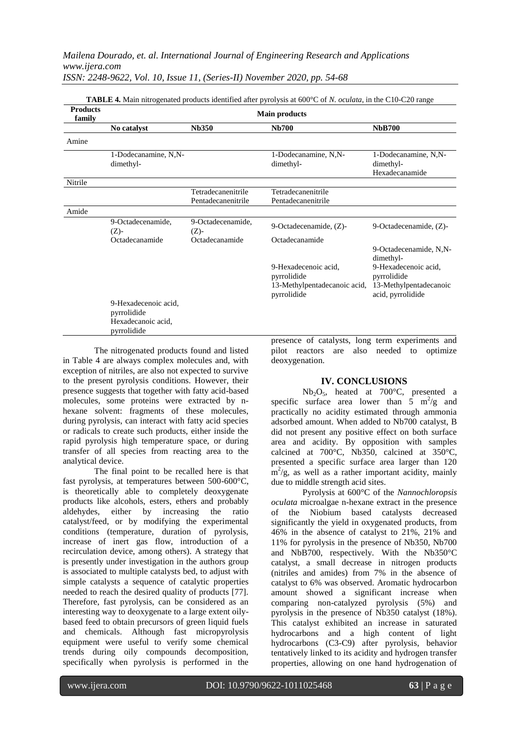**TABLE 4.** Main nitrogenated products identified after pyrolysis at 600°C of *N. oculata*, in the C10-C20 range

| Products family | Main products | | | |
|---|---|---|---|---|
| | **No catalyst** | **Nb350** | **Nb700** | **NbB700** |
| Amine | | | | |
| | 1-Dodecanamine, N,N-dimethyl- | | 1-Dodecanamine, N,N-dimethyl- | 1-Dodecanamine, N,N-dimethyl- Hexadecanamide |
| Nitrile | | | | |
| | | Tetradecanenitrile Pentadecanenitrile | Tetradecanenitrile Pentadecanenitrile | |
| Amide | | | | |
| | 9-Octadecenamide, (Z)- Octadecanamide | 9-Octadecenamide, (Z)- Octadecanamide | 9-Octadecenamide, (Z)- Octadecanamide | 9-Octadecenamide, (Z)- |
| | | | | 9-Octadecenamide, N,N-dimethyl- |
| | | | 9-Hexadecenoic acid, pyrrolidide 13-Methylpentadecanoic acid, pyrrolidide | 9-Hexadecenoic acid, pyrrolidide 13-Methylpentadecanoic acid, pyrrolidide |
| | 9-Hexadecenoic acid, pyrrolidide Hexadecanoic acid, pyrrolidide | | | |

The nitrogenated products found and listed in Table 4 are always complex molecules and, with exception of nitriles, are also not expected to survive to the present pyrolysis conditions. However, their presence suggests that together with fatty acid-based molecules, some proteins were extracted by n-hexane solvent: fragments of these molecules, during pyrolysis, can interact with fatty acid species or radicals to create such products, either inside the rapid pyrolysis high temperature space, or during transfer of all species from reacting area to the analytical device.

The final point to be recalled here is that fast pyrolysis, at temperatures between 500-600°C, is theoretically able to completely deoxygenate products like alcohols, esters, ethers and probably aldehydes, either by increasing the ratio catalyst/feed, or by modifying the experimental conditions (temperature, duration of pyrolysis, increase of inert gas flow, introduction of a recirculation device, among others). A strategy that is presently under investigation in the authors group is associated to multiple catalysts bed, to adjust with simple catalysts a sequence of catalytic properties needed to reach the desired quality of products [77]. Therefore, fast pyrolysis, can be considered as an interesting way to deoxygenate to a large extent oily-based feed to obtain precursors of green liquid fuels and chemicals. Although fast micropyrolysis equipment were useful to verify some chemical trends during oily compounds decomposition, specifically when pyrolysis is performed in the presence of catalysts, long term experiments and pilot reactors are also needed to optimize deoxygenation.

## IV. CONCLUSIONS

$Nb_2O_5$, heated at 700°C, presented a specific surface area lower than 5 $m^2/g$ and practically no acidity estimated through ammonia adsorbed amount. When added to Nb700 catalyst, B did not present any positive effect on both surface area and acidity. By opposition with samples calcined at 700°C, Nb350, calcined at 350°C, presented a specific surface area larger than 120 $m^2/g$, as well as a rather important acidity, mainly due to middle strength acid sites.

Pyrolysis at 600°C of the *Nannochloropsis oculata* microalgae n-hexane extract in the presence of the Niobium based catalysts decreased significantly the yield in oxygenated products, from 46% in the absence of catalyst to 21%, 21% and 11% for pyrolysis in the presence of Nb350, Nb700 and NbB700, respectively. With the Nb350°C catalyst, a small decrease in nitrogen products (nitriles and amides) from 7% in the absence of catalyst to 6% was observed. Aromatic hydrocarbon amount showed a significant increase when comparing non-catalyzed pyrolysis (5%) and pyrolysis in the presence of Nb350 catalyst (18%). This catalyst exhibited an increase in saturated hydrocarbons and a high content of light hydrocarbons (C3-C9) after pyrolysis, behavior tentatively linked to its acidity and hydrogen transfer properties, allowing on one hand hydrogenation of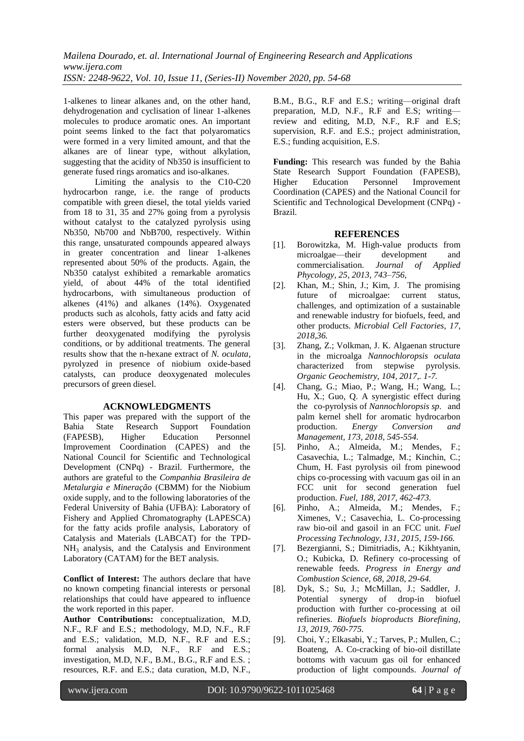1-alkenes to linear alkanes and, on the other hand, dehydrogenation and cyclisation of linear 1-alkenes molecules to produce aromatic ones. An important point seems linked to the fact that polyaromatics were formed in a very limited amount, and that the alkanes are of linear type, without alkylation, suggesting that the acidity of Nb350 is insufficient to generate fused rings aromatics and iso-alkanes.

Limiting the analysis to the C10-C20 hydrocarbon range, i.e. the range of products compatible with green diesel, the total yields varied from 18 to 31, 35 and 27% going from a pyrolysis without catalyst to the catalyzed pyrolysis using Nb350, Nb700 and NbB700, respectively. Within this range, unsaturated compounds appeared always in greater concentration and linear 1-alkenes represented about 50% of the products. Again, the Nb350 catalyst exhibited a remarkable aromatics yield, of about 44% of the total identified hydrocarbons, with simultaneous production of alkenes (41%) and alkanes (14%). Oxygenated products such as alcohols, fatty acids and fatty acid esters were observed, but these products can be further deoxygenated modifying the pyrolysis conditions, or by additional treatments. The general results show that the n-hexane extract of *N. oculata*, pyrolyzed in presence of niobium oxide-based catalysts, can produce deoxygenated molecules precursors of green diesel.

## ACKNOWLEDGMENTS

This paper was prepared with the support of the Bahia State Research Support Foundation (FAPESB), Higher Education Personnel Improvement Coordination (CAPES) and the National Council for Scientific and Technological Development (CNPq) - Brazil. Furthermore, the authors are grateful to the *Companhia Brasileira de Metalurgia e Mineração* (CBMM) for the Niobium oxide supply, and to the following laboratories of the Federal University of Bahia (UFBA): Laboratory of Fishery and Applied Chromatography (LAPESCA) for the fatty acids profile analysis, Laboratory of Catalysis and Materials (LABCAT) for the TPD-$NH_3$ analysis, and the Catalysis and Environment Laboratory (CATAM) for the BET analysis.

**Conflict of Interest:** The authors declare that have no known competing financial interests or personal relationships that could have appeared to influence the work reported in this paper.

**Author Contributions:** conceptualization, M.D, N.F., R.F and E.S.; methodology, M.D, N.F., R.F and E.S.; validation, M.D, N.F., R.F and E.S.; formal analysis M.D, N.F., R.F and E.S.; investigation, M.D, N.F., B.M., B.G., R.F and E.S. ; resources, R.F. and E.S.; data curation, M.D, N.F., B.M., B.G., R.F and E.S.; writing—original draft preparation, M.D, N.F., R.F and E.S; writing—review and editing, M.D, N.F., R.F and E.S; supervision, R.F. and E.S.; project administration, E.S.; funding acquisition, E.S.

**Funding:** This research was funded by the Bahia State Research Support Foundation (FAPESB), Higher Education Personnel Improvement Coordination (CAPES) and the National Council for Scientific and Technological Development (CNPq) - Brazil.

## REFERENCES

[1]. Borowitzka, M. High-value products from microalgae—their development and commercialisation. *Journal of Applied Phycology, 25, 2013, 743–756,*

[2]. Khan, M.; Shin, J.; Kim, J. The promising future of microalgae: current status, challenges, and optimization of a sustainable and renewable industry for biofuels, feed, and other products. *Microbial Cell Factories, 17, 2018,36.*

[3]. Zhang, Z.; Volkman, J. K. Algaenan structure in the microalga *Nannochloropsis oculata* characterized from stepwise pyrolysis. *Organic Geochemistry, 104, 2017,. 1-7.*

[4]. Chang, G.; Miao, P.; Wang, H.; Wang, L.; Hu, X.; Guo, Q. A synergistic effect during the co-pyrolysis of *Nannochloropsis sp*. and palm kernel shell for aromatic hydrocarbon production. *Energy Conversion and Management, 173, 2018, 545-554.*

[5]. Pinho, A.; Almeida, M.; Mendes, F.; Casavechia, L.; Talmadge, M.; Kinchin, C.; Chum, H. Fast pyrolysis oil from pinewood chips co-processing with vacuum gas oil in an FCC unit for second generation fuel production. *Fuel, 188, 2017, 462-473.*

[6]. Pinho, A.; Almeida, M.; Mendes, F.; Ximenes, V.; Casavechia, L. Co-processing raw bio-oil and gasoil in an FCC unit. *Fuel Processing Technology, 131, 2015, 159-166.*

[7]. Bezergianni, S.; Dimitriadis, A.; Kikhtyanin, O.; Kubicka, D. Refinery co-processing of renewable feeds. *Progress in Energy and Combustion Science, 68, 2018, 29-64.*

[8]. Dyk, S.; Su, J.; McMillan, J.; Saddler, J. Potential synergy of drop-in biofuel production with further co-processing at oil refineries. *Biofuels bioproducts Biorefining, 13, 2019, 760-775.*

[9]. Choi, Y.; Elkasabi, Y.; Tarves, P.; Mullen, C.; Boateng, A. Co-cracking of bio-oil distillate bottoms with vacuum gas oil for enhanced production of light compounds. *Journal of*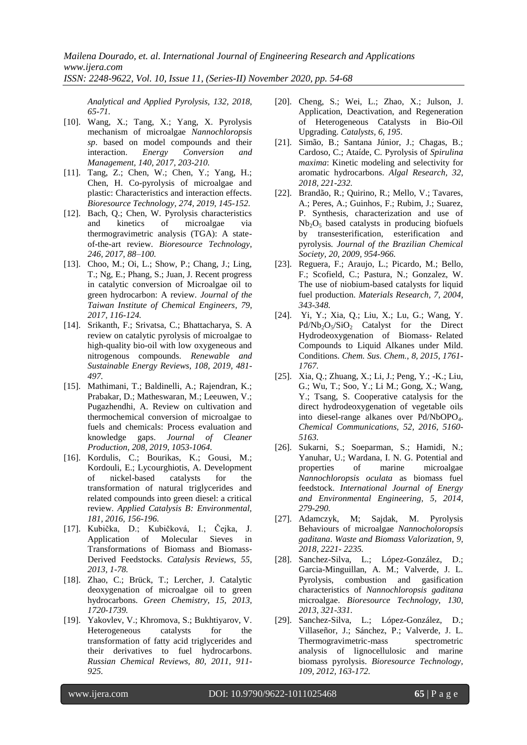*Analytical and Applied Pyrolysis, 132, 2018, 65-71.*

- [10]. Wang, X.; Tang, X.; Yang, X. Pyrolysis mechanism of microalgae *Nannochloropsis sp*. based on model compounds and their interaction. *Energy Conversion and Management, 140, 2017, 203-210.*
- [11]. Tang, Z.; Chen, W.; Chen, Y.; Yang, H.; Chen, H. Co-pyrolysis of microalgae and plastic: Characteristics and interaction effects. *Bioresource Technology, 274, 2019, 145-152.*
- [12]. Bach, Q.; Chen, W. Pyrolysis characteristics and kinetics of microalgae via thermogravimetric analysis (TGA): A state-of-the-art review. *Bioresource Technology, 246, 2017, 88–100.*
- [13]. Choo, M.; Oi, L.; Show, P.; Chang, J.; Ling, T.; Ng, E.; Phang, S.; Juan, J. Recent progress in catalytic conversion of Microalgae oil to green hydrocarbon: A review. *Journal of the Taiwan Institute of Chemical Engineers, 79, 2017, 116-124.*
- [14]. Srikanth, F.; Srivatsa, C.; Bhattacharya, S. A review on catalytic pyrolysis of microalgae to high-quality bio-oil with low oxygeneous and nitrogenous compounds. *Renewable and Sustainable Energy Reviews, 108, 2019, 481-497.*
- [15]. Mathimani, T.; Baldinelli, A.; Rajendran, K.; Prabakar, D.; Matheswaran, M.; Leeuwen, V.; Pugazhendhi, A. Review on cultivation and thermochemical conversion of microalgae to fuels and chemicals: Process evaluation and knowledge gaps. *Journal of Cleaner Production, 208, 2019, 1053-1064.*
- [16]. Kordulis, C.; Bourikas, K.; Gousi, M.; Kordouli, E.; Lycourghiotis, A. Development of nickel-based catalysts for the transformation of natural triglycerides and related compounds into green diesel: a critical review. *Applied Catalysis B: Environmental, 181, 2016, 156-196.*
- [17]. Kubička, D.; Kubičková, I.; Čejka, J. Application of Molecular Sieves in Transformations of Biomass and Biomass-Derived Feedstocks. *Catalysis Reviews, 55, 2013, 1-78.*
- [18]. Zhao, C.; Brück, T.; Lercher, J. Catalytic deoxygenation of microalgae oil to green hydrocarbons. *Green Chemistry, 15, 2013, 1720-1739.*
- [19]. Yakovlev, V.; Khromova, S.; Bukhtiyarov, V. Heterogeneous catalysts for the transformation of fatty acid triglycerides and their derivatives to fuel hydrocarbons. *Russian Chemical Reviews, 80, 2011, 911-925.*
- [20]. Cheng, S.; Wei, L.; Zhao, X.; Julson, J. Application, Deactivation, and Regeneration of Heterogeneous Catalysts in Bio-Oil Upgrading. *Catalysts, 6, 195*.
- [21]. Simão, B.; Santana Júnior, J.; Chagas, B.; Cardoso, C.; Ataíde, C. Pyrolysis of *Spirulina maxima*: Kinetic modeling and selectivity for aromatic hydrocarbons. *Algal Research, 32, 2018, 221-232.*
- [22]. Brandão, R.; Quirino, R.; Mello, V.; Tavares, A.; Peres, A.; Guinhos, F.; Rubim, J.; Suarez, P. Synthesis, characterization and use of $Nb_2O_5$ based catalysts in producing biofuels by transesterification, esterification and pyrolysis. *Journal of the Brazilian Chemical Society, 20, 2009, 954-966.*
- [23]. Reguera, F.; Araujo, L.; Picardo, M.; Bello, F.; Scofield, C.; Pastura, N.; Gonzalez, W. The use of niobium-based catalysts for liquid fuel production. *Materials Research, 7, 2004, 343-348.*
- [24]. Yi, Y.; Xia, Q.; Liu, X.; Lu, G.; Wang, Y. $Pd/Nb_2O_5/SiO_2$ Catalyst for the Direct Hydrodeoxygenation of Biomass- Related Compounds to Liquid Alkanes under Mild. Conditions. *Chem. Sus. Chem., 8, 2015, 1761-1767.*
- [25]. Xia, Q.; Zhuang, X.; Li, J.; Peng, Y.; -K.; Liu, G.; Wu, T.; Soo, Y.; Li M.; Gong, X.; Wang, Y.; Tsang, S. Cooperative catalysis for the direct hydrodeoxygenation of vegetable oils into diesel-range alkanes over $Pd/NbOPO_4$. *Chemical Communications, 52, 2016, 5160-5163.*
- [26]. Sukarni, S.; Soeparman, S.; Hamidi, N.; Yanuhar, U.; Wardana, I. N. G. Potential and properties of marine microalgae *Nannochloropsis oculata* as biomass fuel feedstock. *International Journal of Energy and Environmental Engineering, 5, 2014, 279-290.*
- [27]. Adamczyk, M; Sajdak, M. Pyrolysis Behaviours of microalgae *Nannocholoropsis gaditana*. *Waste and Biomass Valorization, 9, 2018, 2221- 2235.*
- [28]. Sanchez-Silva, L.; López-González, D.; Garcia-Minguillan, A. M.; Valverde, J. L. Pyrolysis, combustion and gasification characteristics of *Nannochloropsis gaditana* microalgae. *Bioresource Technology, 130, 2013, 321-331.*
- [29]. Sanchez-Silva, L.; López-González, D.; Villaseñor, J.; Sánchez, P.; Valverde, J. L. Thermogravimetric-mass spectrometric analysis of lignocellulosic and marine biomass pyrolysis. *Bioresource Technology, 109, 2012, 163-172.*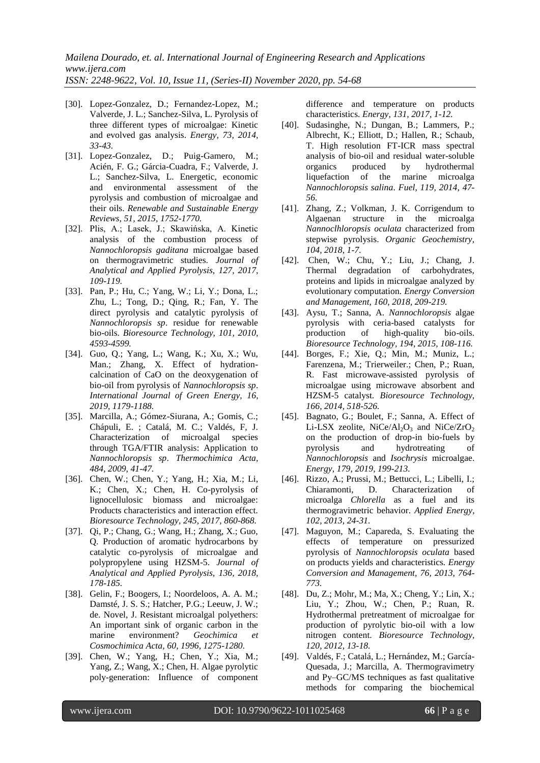[30]. Lopez-Gonzalez, D.; Fernandez-Lopez, M.; Valverde, J. L.; Sanchez-Silva, L. Pyrolysis of three different types of microalgae: Kinetic and evolved gas analysis. *Energy, 73, 2014, 33-43.*

[31]. Lopez-Gonzalez, D.; Puig-Gamero, M.; Acién, F. G.; Gárcia-Cuadra, F.; Valverde, J. L.; Sanchez-Silva, L. Energetic, economic and environmental assessment of the pyrolysis and combustion of microalgae and their oils. *Renewable and Sustainable Energy Reviews, 51, 2015, 1752-1770.*

[32]. Plis, A.; Lasek, J.; Skawińska, A. Kinetic analysis of the combustion process of *Nannochloropsis gaditana* microalgae based on thermogravimetric studies. *Journal of Analytical and Applied Pyrolysis, 127, 2017, 109-119.*

[33]. Pan, P.; Hu, C.; Yang, W.; Li, Y.; Dona, L.; Zhu, L.; Tong, D.; Qing, R.; Fan, Y. The direct pyrolysis and catalytic pyrolysis of *Nannochloropsis sp*. residue for renewable bio-oils. *Bioresource Technology, 101, 2010, 4593-4599.*

[34]. Guo, Q.; Yang, L.; Wang, K.; Xu, X.; Wu, Man.; Zhang, X. Effect of hydration-calcination of CaO on the deoxygenation of bio-oil from pyrolysis of *Nannochloropsis sp*. *International Journal of Green Energy, 16, 2019, 1179-1188.*

[35]. Marcilla, A.; Gómez-Siurana, A.; Gomis, C.; Chápuli, E. ; Catalá, M. C.; Valdés, F, J. Characterization of microalgal species through TGA/FTIR analysis: Application to *Nannochloropsis sp*. *Thermochimica Acta, 484, 2009, 41-47.*

[36]. Chen, W.; Chen, Y.; Yang, H.; Xia, M.; Li, K.; Chen, X.; Chen, H. Co-pyrolysis of lignocellulosic biomass and microalgae: Products characteristics and interaction effect. *Bioresource Technology, 245, 2017, 860-868.*

[37]. Qi, P.; Chang, G.; Wang, H.; Zhang, X.; Guo, Q. Production of aromatic hydrocarbons by catalytic co-pyrolysis of microalgae and polypropylene using HZSM-5. *Journal of Analytical and Applied Pyrolysis, 136, 2018, 178-185.*

[38]. Gelin, F.; Boogers, I.; Noordeloos, A. A. M.; Damsté, J. S. S.; Hatcher, P.G.; Leeuw, J. W.; de. Novel, J. Resistant microalgal polyethers: An important sink of organic carbon in the marine environment? *Geochimica et Cosmochimica Acta, 60, 1996, 1275-1280.*

[39]. Chen, W.; Yang, H.; Chen, Y.; Xia, M.; Yang, Z.; Wang, X.; Chen, H. Algae pyrolytic poly-generation: Influence of component difference and temperature on products characteristics. *Energy, 131, 2017, 1-12.*

[40]. Sudasinghe, N.; Dungan, B.; Lammers, P.; Albrecht, K.; Elliott, D.; Hallen, R.; Schaub, T. High resolution FT-ICR mass spectral analysis of bio-oil and residual water-soluble organics produced by hydrothermal liquefaction of the marine microalga *Nannochloropsis salina*. *Fuel, 119, 2014, 47-56.*

[41]. Zhang, Z.; Volkman, J. K. Corrigendum to Algaenan structure in the microalga *Nannoclhloropsis oculata* characterized from stepwise pyrolysis. *Organic Geochemistry, 104, 2018, 1-7.*

[42]. Chen, W.; Chu, Y.; Liu, J.; Chang, J. Thermal degradation of carbohydrates, proteins and lipids in microalgae analyzed by evolutionary computation. *Energy Conversion and Management, 160, 2018, 209-219.*

[43]. Aysu, T.; Sanna, A. *Nannochloropsis* algae pyrolysis with ceria-based catalysts for production of high-quality bio-oils. *Bioresource Technology, 194, 2015, 108-116.*

[44]. Borges, F.; Xie, Q.; Min, M.; Muniz, L.; Farenzena, M.; Trierweiler.; Chen, P.; Ruan, R. Fast microwave-assisted pyrolysis of microalgae using microwave absorbent and HZSM-5 catalyst. *Bioresource Technology, 166, 2014, 518-526.*

[45]. Bagnato, G.; Boulet, F.; Sanna, A. Effect of Li-LSX zeolite, $NiCe/Al_2O_3$ and $NiCe/ZrO_2$ on the production of drop-in bio-fuels by pyrolysis and hydrotreating of *Nannochloropsis* and *Isochrysis* microalgae. *Energy, 179, 2019, 199-213.*

[46]. Rizzo, A.; Prussi, M.; Bettucci, L.; Libelli, I.; Chiaramonti, D. Characterization of microalga *Chlorella* as a fuel and its thermogravimetric behavior. *Applied Energy, 102, 2013, 24-31.*

[47]. Maguyon, M.; Capareda, S. Evaluating the effects of temperature on pressurized pyrolysis of *Nannochloropsis oculata* based on products yields and characteristics. *Energy Conversion and Management, 76, 2013, 764-773.*

[48]. Du, Z.; Mohr, M.; Ma, X.; Cheng, Y.; Lin, X.; Liu, Y.; Zhou, W.; Chen, P.; Ruan, R. Hydrothermal pretreatment of microalgae for production of pyrolytic bio-oil with a low nitrogen content. *Bioresource Technology, 120, 2012, 13-18.*

[49]. Valdés, F.; Catalá, L.; Hernández, M.; García-Quesada, J.; Marcilla, A. Thermogravimetry and Py–GC/MS techniques as fast qualitative methods for comparing the biochemical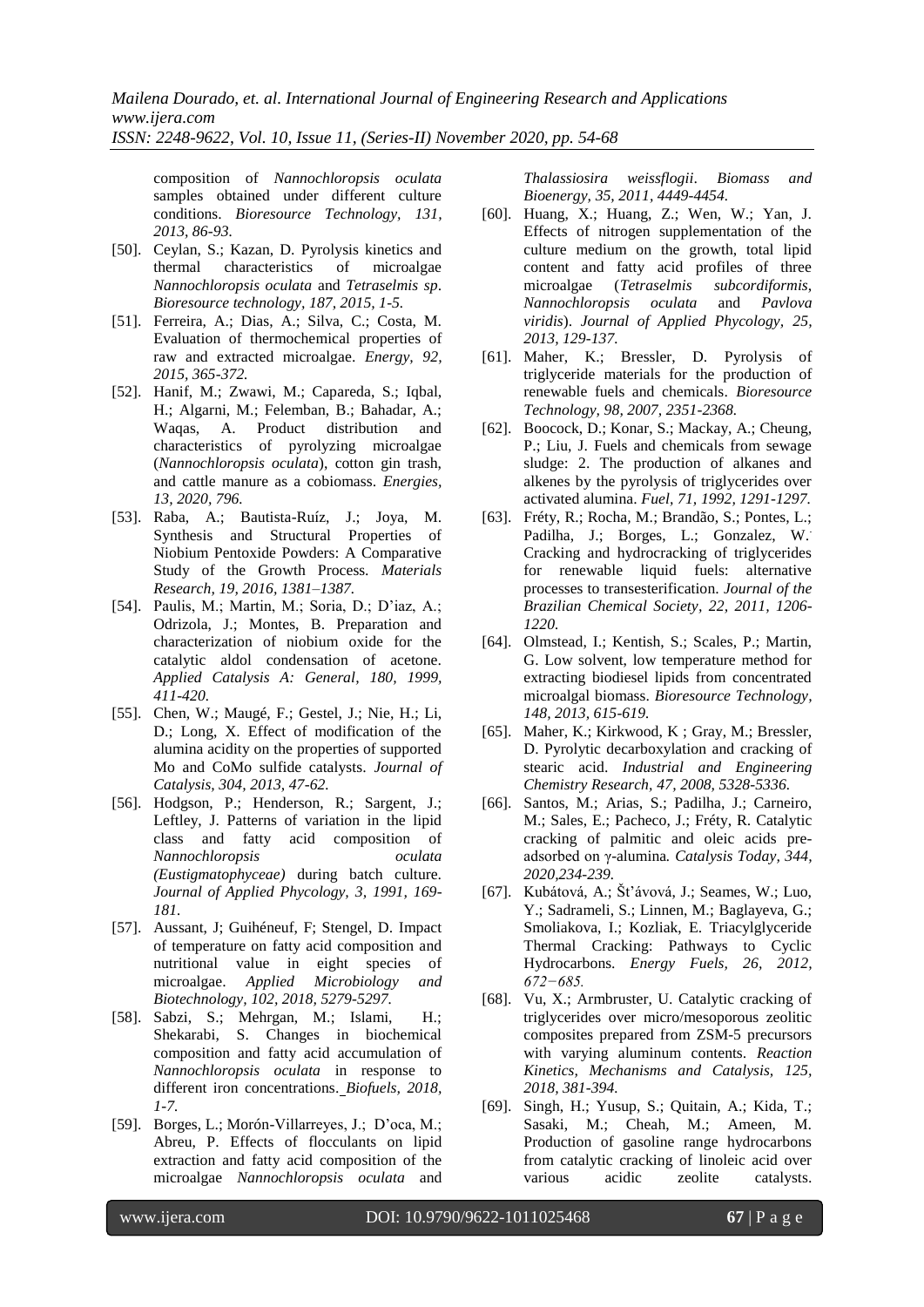composition of *Nannochloropsis oculata* samples obtained under different culture conditions. *Bioresource Technology, 131, 2013, 86-93.*

[50]. Ceylan, S.; Kazan, D. Pyrolysis kinetics and thermal characteristics of microalgae *Nannochloropsis oculata* and *Tetraselmis sp*. *Bioresource technology, 187, 2015, 1-5.*

[51]. Ferreira, A.; Dias, A.; Silva, C.; Costa, M. Evaluation of thermochemical properties of raw and extracted microalgae. *Energy, 92, 2015, 365-372.*

[52]. Hanif, M.; Zwawi, M.; Capareda, S.; Iqbal, H.; Algarni, M.; Felemban, B.; Bahadar, A.; Waqas, A. Product distribution and characteristics of pyrolyzing microalgae (*Nannochloropsis oculata*), cotton gin trash, and cattle manure as a cobiomass. *Energies, 13, 2020, 796.*

[53]. Raba, A.; Bautista-Ruíz, J.; Joya, M. Synthesis and Structural Properties of Niobium Pentoxide Powders: A Comparative Study of the Growth Process. *Materials Research, 19, 2016, 1381–1387.*

[54]. Paulis, M.; Martin, M.; Soria, D.; D'iaz, A.; Odrizola, J.; Montes, B. Preparation and characterization of niobium oxide for the catalytic aldol condensation of acetone. *Applied Catalysis A: General, 180, 1999, 411-420.*

[55]. Chen, W.; Maugé, F.; Gestel, J.; Nie, H.; Li, D.; Long, X. Effect of modification of the alumina acidity on the properties of supported Mo and CoMo sulfide catalysts. *Journal of Catalysis, 304, 2013, 47-62.*

[56]. Hodgson, P.; Henderson, R.; Sargent, J.; Leftley, J. Patterns of variation in the lipid class and fatty acid composition of *Nannochloropsis oculata (Eustigmatophyceae)* during batch culture. *Journal of Applied Phycology, 3, 1991, 169-181.*

[57]. Aussant, J; Guihéneuf, F; Stengel, D. Impact of temperature on fatty acid composition and nutritional value in eight species of microalgae. *Applied Microbiology and Biotechnology, 102, 2018, 5279-5297.*

[58]. Sabzi, S.; Mehrgan, M.; Islami, H.; Shekarabi, S. Changes in biochemical composition and fatty acid accumulation of *Nannochloropsis oculata* in response to different iron concentrations. *Biofuels, 2018, 1-7.*

[59]. Borges, L.; Morón-Villarreyes, J.; D'oca, M.; Abreu, P. Effects of flocculants on lipid extraction and fatty acid composition of the microalgae *Nannochloropsis oculata* and *Thalassiosira weissflogii*. *Biomass and Bioenergy, 35, 2011, 4449-4454.*

[60]. Huang, X.; Huang, Z.; Wen, W.; Yan, J. Effects of nitrogen supplementation of the culture medium on the growth, total lipid content and fatty acid profiles of three microalgae (*Tetraselmis subcordiformis*, *Nannochloropsis oculata* and *Pavlova viridis*). *Journal of Applied Phycology, 25, 2013, 129-137.*

[61]. Maher, K.; Bressler, D. Pyrolysis of triglyceride materials for the production of renewable fuels and chemicals. *Bioresource Technology, 98, 2007, 2351-2368.*

[62]. Boocock, D.; Konar, S.; Mackay, A.; Cheung, P.; Liu, J. Fuels and chemicals from sewage sludge: 2. The production of alkanes and alkenes by the pyrolysis of triglycerides over activated alumina. *Fuel, 71, 1992, 1291-1297.*

[63]. Fréty, R.; Rocha, M.; Brandão, S.; Pontes, L.; Padilha, J.; Borges, L.; Gonzalez, W. Cracking and hydrocracking of triglycerides for renewable liquid fuels: alternative processes to transesterification. *Journal of the Brazilian Chemical Society, 22, 2011, 1206-1220.*

[64]. Olmstead, I.; Kentish, S.; Scales, P.; Martin, G. Low solvent, low temperature method for extracting biodiesel lipids from concentrated microalgal biomass. *Bioresource Technology, 148, 2013, 615-619.*

[65]. Maher, K.; Kirkwood, K ; Gray, M.; Bressler, D. Pyrolytic decarboxylation and cracking of stearic acid. *Industrial and Engineering Chemistry Research, 47, 2008, 5328-5336.*

[66]. Santos, M.; Arias, S.; Padilha, J.; Carneiro, M.; Sales, E.; Pacheco, J.; Fréty, R. Catalytic cracking of palmitic and oleic acids pre-adsorbed on γ-alumina. *Catalysis Today, 344, 2020,234-239.*

[67]. Kubátová, A.; Šťávová, J.; Seames, W.; Luo, Y.; Sadrameli, S.; Linnen, M.; Baglayeva, G.; Smoliakova, I.; Kozliak, E. Triacylglyceride Thermal Cracking: Pathways to Cyclic Hydrocarbons. *Energy Fuels, 26, 2012, 672−685.*

[68]. Vu, X.; Armbruster, U. Catalytic cracking of triglycerides over micro/mesoporous zeolitic composites prepared from ZSM-5 precursors with varying aluminum contents. *Reaction Kinetics, Mechanisms and Catalysis, 125, 2018, 381-394.*

[69]. Singh, H.; Yusup, S.; Quitain, A.; Kida, T.; Sasaki, M.; Cheah, M.; Ameen, M. Production of gasoline range hydrocarbons from catalytic cracking of linoleic acid over various acidic zeolite catalysts.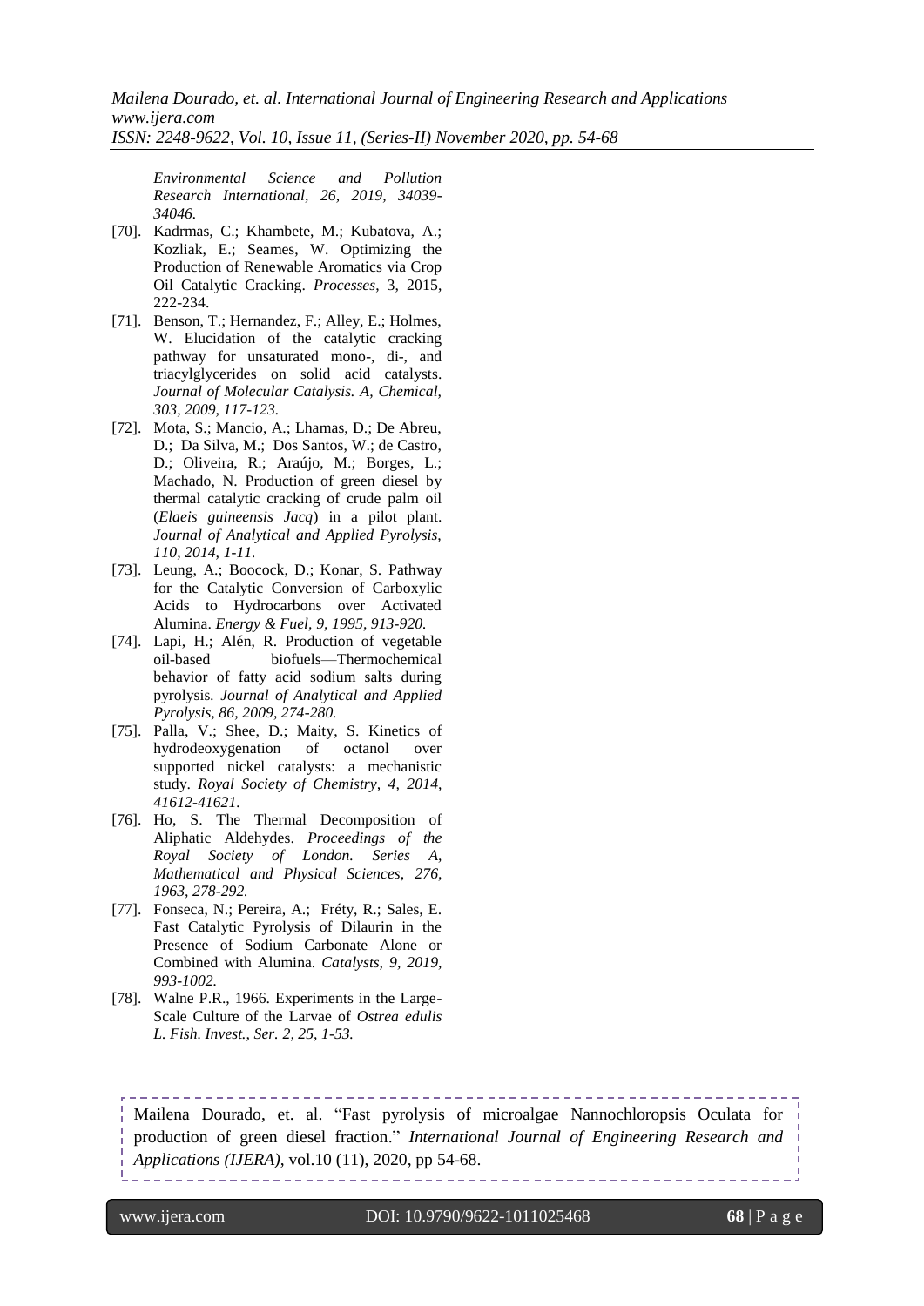*Environmental Science and Pollution Research International, 26, 2019, 34039-34046.*

[70]. Kadrmas, C.; Khambete, M.; Kubatova, A.; Kozliak, E.; Seames, W. Optimizing the Production of Renewable Aromatics via Crop Oil Catalytic Cracking. *Processes*, 3, 2015, 222-234.

[71]. Benson, T.; Hernandez, F.; Alley, E.; Holmes, W. Elucidation of the catalytic cracking pathway for unsaturated mono-, di-, and triacylglycerides on solid acid catalysts. *Journal of Molecular Catalysis. A, Chemical, 303, 2009, 117-123.*

[72]. Mota, S.; Mancio, A.; Lhamas, D.; De Abreu, D.; Da Silva, M.; Dos Santos, W.; de Castro, D.; Oliveira, R.; Araújo, M.; Borges, L.; Machado, N. Production of green diesel by thermal catalytic cracking of crude palm oil (*Elaeis guineensis Jacq*) in a pilot plant. *Journal of Analytical and Applied Pyrolysis, 110, 2014, 1-11.*

[73]. Leung, A.; Boocock, D.; Konar, S. Pathway for the Catalytic Conversion of Carboxylic Acids to Hydrocarbons over Activated Alumina. *Energy & Fuel, 9, 1995, 913-920.*

[74]. Lapi, H.; Alén, R. Production of vegetable oil-based biofuels—Thermochemical behavior of fatty acid sodium salts during pyrolysis. *Journal of Analytical and Applied Pyrolysis, 86, 2009, 274-280.*

[75]. Palla, V.; Shee, D.; Maity, S. Kinetics of hydrodeoxygenation of octanol over supported nickel catalysts: a mechanistic study. *Royal Society of Chemistry, 4, 2014, 41612-41621.*

[76]. Ho, S. The Thermal Decomposition of Aliphatic Aldehydes. *Proceedings of the Royal Society of London. Series A, Mathematical and Physical Sciences, 276, 1963, 278-292.*

[77]. Fonseca, N.; Pereira, A.; Fréty, R.; Sales, E. Fast Catalytic Pyrolysis of Dilaurin in the Presence of Sodium Carbonate Alone or Combined with Alumina. *Catalysts, 9, 2019, 993-1002.*

[78]. Walne P.R., 1966. Experiments in the Large-Scale Culture of the Larvae of *Ostrea edulis L. Fish. Invest., Ser. 2, 25, 1-53.*

Mailena Dourado, et. al. "Fast pyrolysis of microalgae Nannochloropsis Oculata for production of green diesel fraction." *International Journal of Engineering Research and Applications (IJERA)*, vol.10 (11), 2020, pp 54-68.